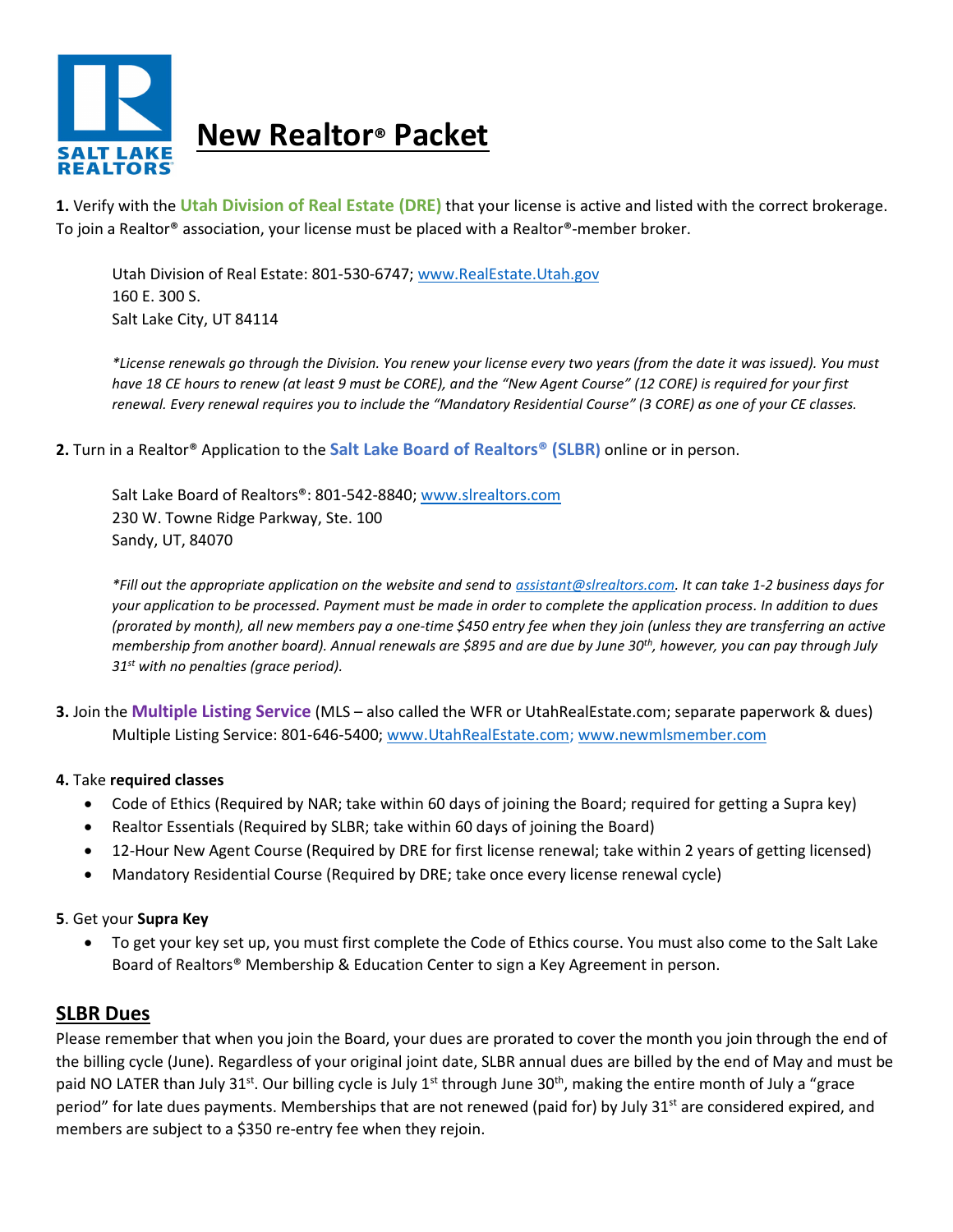# New Realtor® Packet

**1.** Verify with the **Utah Division of Real Estate (DRE)** that your license is active and listed with the correct brokerage. To join a Realtor® association, your license must be placed with a Realtor®-member broker.

> Utah Division of Real Estate: 801-530-6747; www.RealEstate.Utah.gov
> 160 E. 300 S.
> Salt Lake City, UT 84114
>
> *\*License renewals go through the Division. You renew your license every two years (from the date it was issued). You must have 18 CE hours to renew (at least 9 must be CORE), and the "New Agent Course" (12 CORE) is required for your first renewal. Every renewal requires you to include the "Mandatory Residential Course" (3 CORE) as one of your CE classes.*

**2.** Turn in a Realtor® Application to the **Salt Lake Board of Realtors® (SLBR)** online or in person.

> Salt Lake Board of Realtors®: 801-542-8840; www.slrealtors.com
> 230 W. Towne Ridge Parkway, Ste. 100
> Sandy, UT, 84070
>
> *\*Fill out the appropriate application on the website and send to assistant@slrealtors.com. It can take 1-2 business days for your application to be processed. Payment must be made in order to complete the application process. In addition to dues (prorated by month), all new members pay a one-time $450 entry fee when they join (unless they are transferring an active membership from another board). Annual renewals are $895 and are due by June 30th, however, you can pay through July 31st with no penalties (grace period).*

**3.** Join the **Multiple Listing Service** (MLS – also called the WFR or UtahRealEstate.com; separate paperwork & dues)
Multiple Listing Service: 801-646-5400; www.UtahRealEstate.com; www.newmlsmember.com

**4.** Take **required classes**

- Code of Ethics (Required by NAR; take within 60 days of joining the Board; required for getting a Supra key)
- Realtor Essentials (Required by SLBR; take within 60 days of joining the Board)
- 12-Hour New Agent Course (Required by DRE for first license renewal; take within 2 years of getting licensed)
- Mandatory Residential Course (Required by DRE; take once every license renewal cycle)

**5**. Get your **Supra Key**

- To get your key set up, you must first complete the Code of Ethics course. You must also come to the Salt Lake Board of Realtors® Membership & Education Center to sign a Key Agreement in person.

## SLBR Dues

Please remember that when you join the Board, your dues are prorated to cover the month you join through the end of the billing cycle (June). Regardless of your original joint date, SLBR annual dues are billed by the end of May and must be paid NO LATER than July 31st. Our billing cycle is July 1st through June 30th, making the entire month of July a "grace period" for late dues payments. Memberships that are not renewed (paid for) by July 31st are considered expired, and members are subject to a $350 re-entry fee when they rejoin.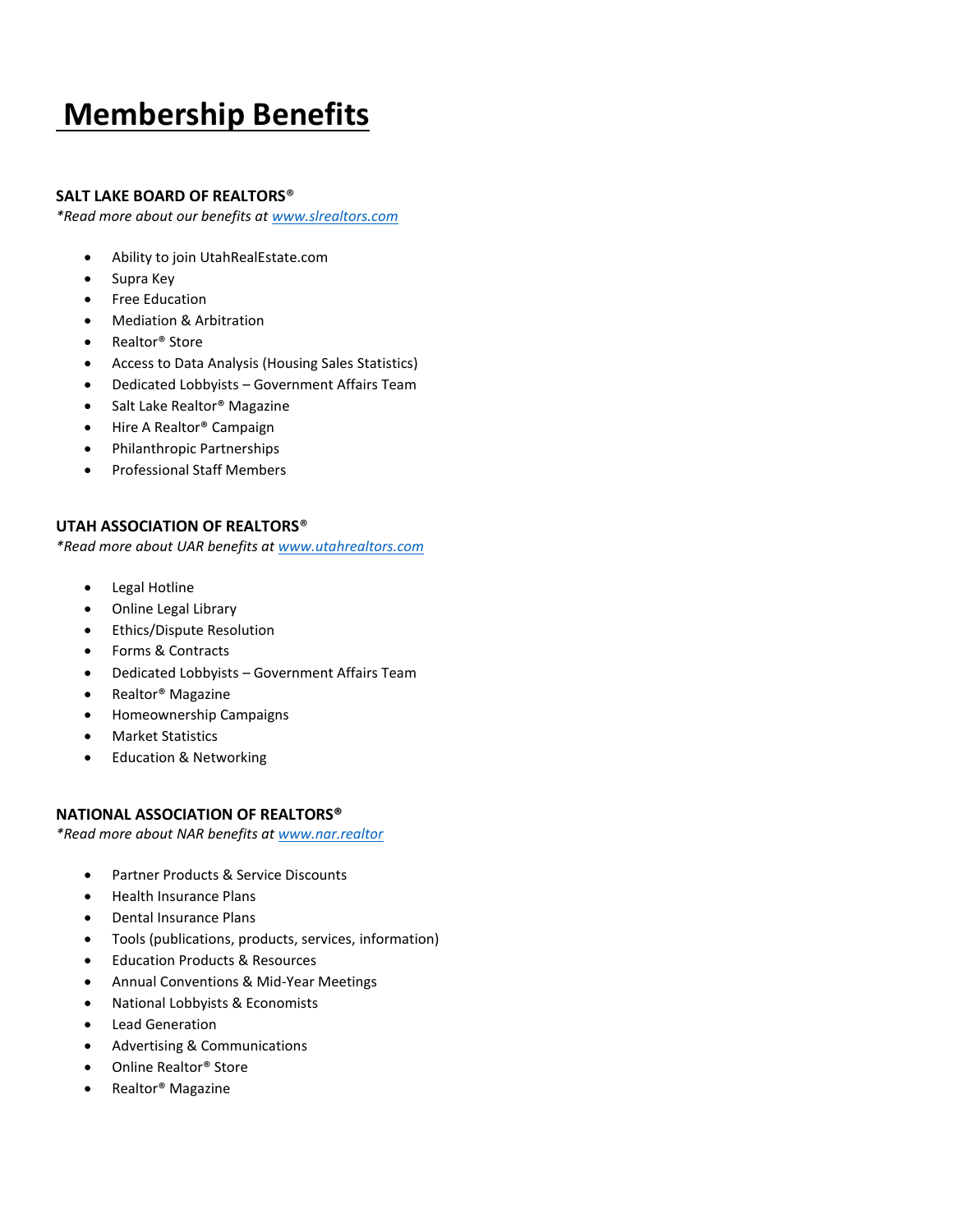# Membership Benefits

**SALT LAKE BOARD OF REALTORS®**

*\*Read more about our benefits at [www.slrealtors.com](http://www.slrealtors.com)*

- Ability to join UtahRealEstate.com
- Supra Key
- Free Education
- Mediation & Arbitration
- Realtor® Store
- Access to Data Analysis (Housing Sales Statistics)
- Dedicated Lobbyists – Government Affairs Team
- Salt Lake Realtor® Magazine
- Hire A Realtor® Campaign
- Philanthropic Partnerships
- Professional Staff Members

**UTAH ASSOCIATION OF REALTORS®**

*\*Read more about UAR benefits at [www.utahrealtors.com](http://www.utahrealtors.com)*

- Legal Hotline
- Online Legal Library
- Ethics/Dispute Resolution
- Forms & Contracts
- Dedicated Lobbyists – Government Affairs Team
- Realtor® Magazine
- Homeownership Campaigns
- Market Statistics
- Education & Networking

**NATIONAL ASSOCIATION OF REALTORS®**

*\*Read more about NAR benefits at [www.nar.realtor](http://www.nar.realtor)*

- Partner Products & Service Discounts
- Health Insurance Plans
- Dental Insurance Plans
- Tools (publications, products, services, information)
- Education Products & Resources
- Annual Conventions & Mid-Year Meetings
- National Lobbyists & Economists
- Lead Generation
- Advertising & Communications
- Online Realtor® Store
- Realtor® Magazine